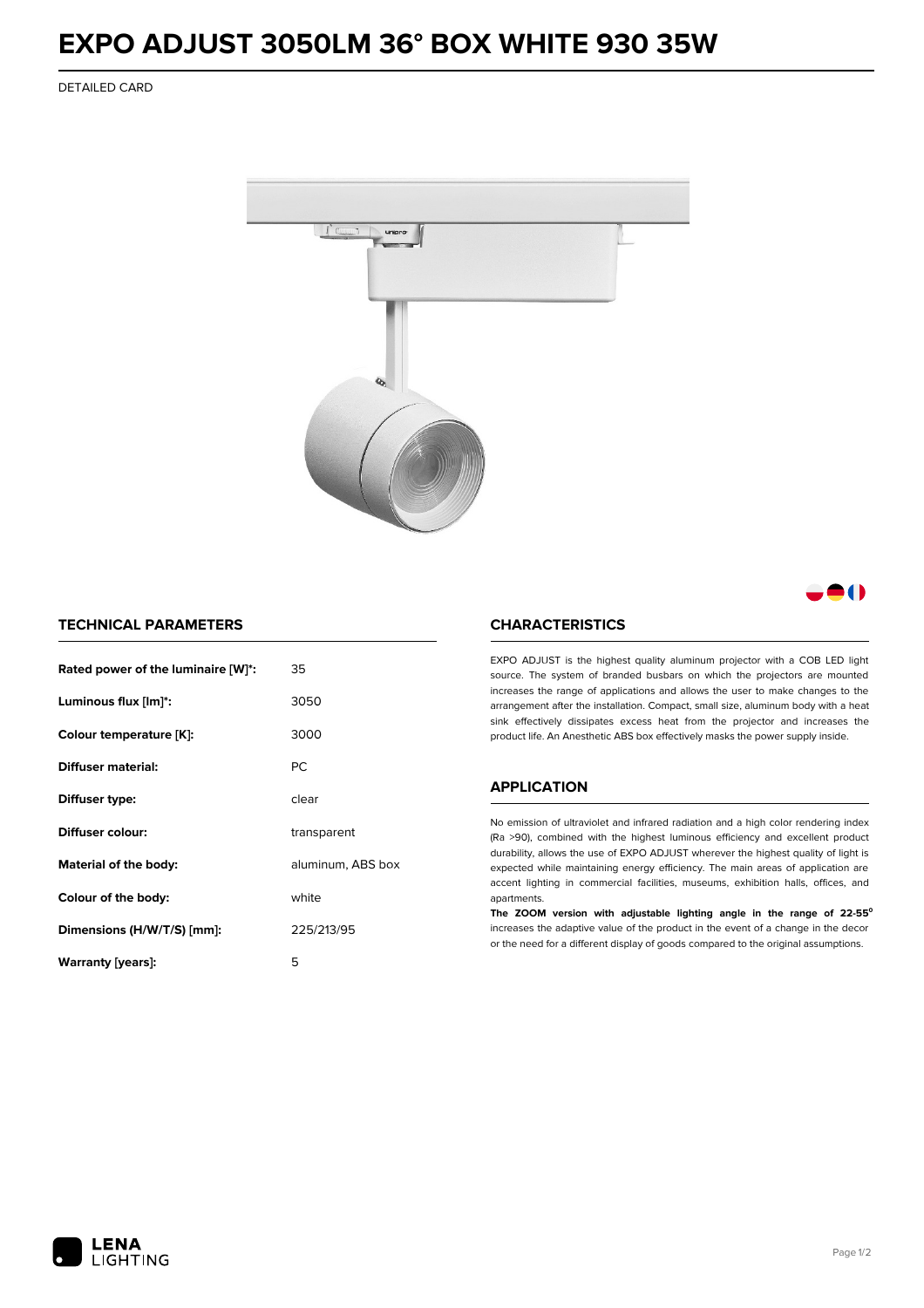# EXPO ADJUST 3050LM 36° BOX WHITE 930 35W

DETAILED CARD

## TECHNICAL PARAMETERS

| | |
|---|---|
| **Rated power of the luminaire [W]*:** | 35 |
| **Luminous flux [lm]*:** | 3050 |
| **Colour temperature [K]:** | 3000 |
| **Diffuser material:** | PC |
| **Diffuser type:** | clear |
| **Diffuser colour:** | transparent |
| **Material of the body:** | aluminum, ABS box |
| **Colour of the body:** | white |
| **Dimensions (H/W/T/S) [mm]:** | 225/213/95 |
| **Warranty [years]:** | 5 |

## CHARACTERISTICS

EXPO ADJUST is the highest quality aluminum projector with a COB LED light source. The system of branded busbars on which the projectors are mounted increases the range of applications and allows the user to make changes to the arrangement after the installation. Compact, small size, aluminum body with a heat sink effectively dissipates excess heat from the projector and increases the product life. An Anesthetic ABS box effectively masks the power supply inside.

## APPLICATION

No emission of ultraviolet and infrared radiation and a high color rendering index (Ra >90), combined with the highest luminous efficiency and excellent product durability, allows the use of EXPO ADJUST wherever the highest quality of light is expected while maintaining energy efficiency. The main areas of application are accent lighting in commercial facilities, museums, exhibition halls, offices, and apartments.

**The ZOOM version with adjustable lighting angle in the range of 22-55°** increases the adaptive value of the product in the event of a change in the decor or the need for a different display of goods compared to the original assumptions.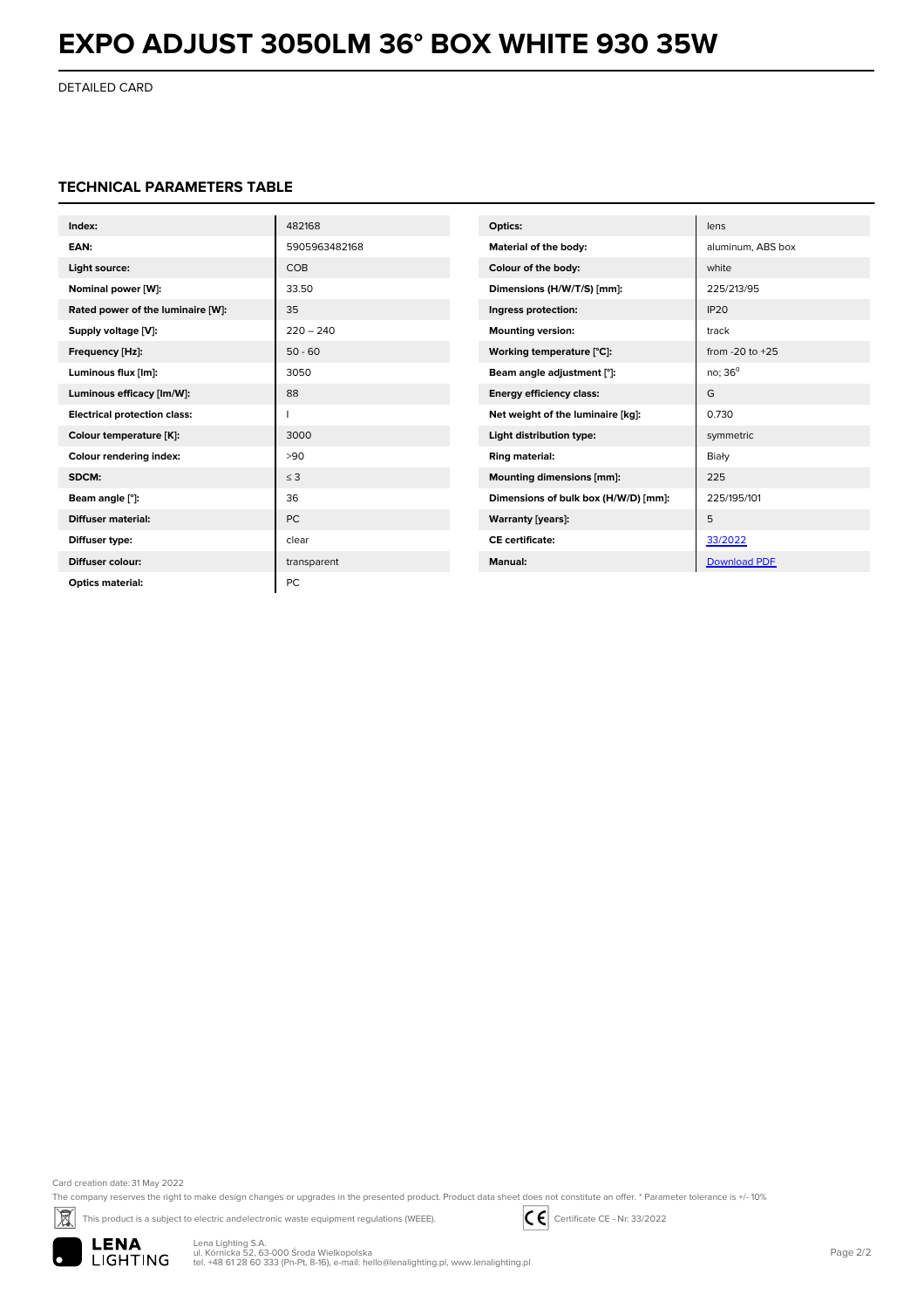# EXPO ADJUST 3050LM 36° BOX WHITE 930 35W

DETAILED CARD

## TECHNICAL PARAMETERS TABLE

| | |
|---|---|
| **Index:** | 482168 |
| **EAN:** | 5905963482168 |
| **Light source:** | COB |
| **Nominal power [W]:** | 33.50 |
| **Rated power of the luminaire [W]:** | 35 |
| **Supply voltage [V]:** | 220 – 240 |
| **Frequency [Hz]:** | 50 - 60 |
| **Luminous flux [lm]:** | 3050 |
| **Luminous efficacy [lm/W]:** | 88 |
| **Electrical protection class:** | I |
| **Colour temperature [K]:** | 3000 |
| **Colour rendering index:** | >90 |
| **SDCM:** | ≤ 3 |
| **Beam angle [°]:** | 36 |
| **Diffuser material:** | PC |
| **Diffuser type:** | clear |
| **Diffuser colour:** | transparent |
| **Optics material:** | PC |
| **Optics:** | lens |
| **Material of the body:** | aluminum, ABS box |
| **Colour of the body:** | white |
| **Dimensions (H/W/T/S) [mm]:** | 225/213/95 |
| **Ingress protection:** | IP20 |
| **Mounting version:** | track |
| **Working temperature [°C]:** | from -20 to +25 |
| **Beam angle adjustment [°]:** | no; 36° |
| **Energy efficiency class:** | G |
| **Net weight of the luminaire [kg]:** | 0.730 |
| **Light distribution type:** | symmetric |
| **Ring material:** | Biały |
| **Mounting dimensions [mm]:** | 225 |
| **Dimensions of bulk box (H/W/D) [mm]:** | 225/195/101 |
| **Warranty [years]:** | 5 |
| **CE certificate:** | 33/2022 |
| **Manual:** | Download PDF |

Card creation date: 31 May 2022

The company reserves the right to make design changes or upgrades in the presented product. Product data sheet does not constitute an offer. * Parameter tolerance is +/- 10%

This product is a subject to electric andelectronic waste equipment regulations (WEEE).

Certificate CE - Nr: 33/2022

LENA LIGHTING

Lena Lighting S.A.
ul. Kórnicka 52, 63-000 Środa Wielkopolska
tel. +48 61 28 60 333 (Pn-Pt, 8-16), e-mail: hello@lenalighting.pl, www.lenalighting.pl